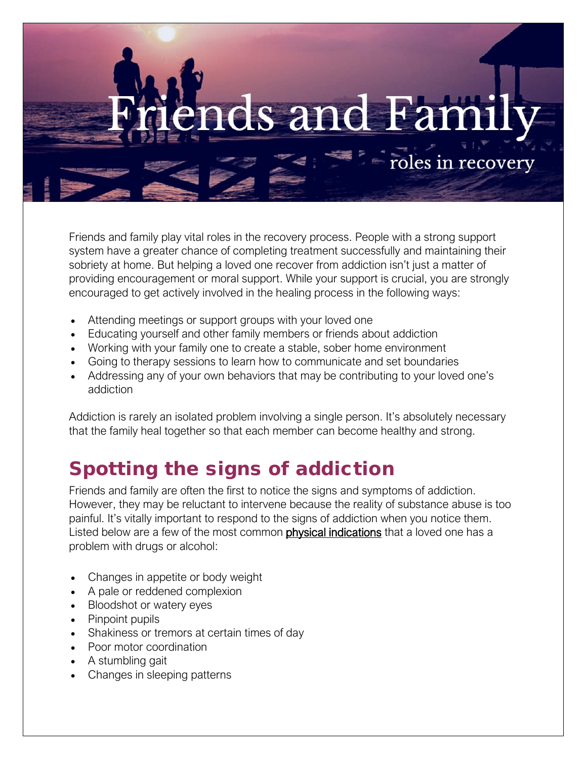# Friends and Family

## roles in recovery

Friends and family play vital roles in the recovery process. People with a strong support system have a greater chance of completing treatment successfully and maintaining their sobriety at home. But helping a loved one recover from addiction isn't just a matter of providing encouragement or moral support. While your support is crucial, you are strongly encouraged to get actively involved in the healing process in the following ways:

- Attending meetings or support groups with your loved one
- Educating yourself and other family members or friends about addiction
- Working with your family one to create a stable, sober home environment
- Going to therapy sessions to learn how to communicate and set boundaries
- Addressing any of your own behaviors that may be contributing to your loved one's addiction

Addiction is rarely an isolated problem involving a single person. It's absolutely necessary that the family heal together so that each member can become healthy and strong.

## Spotting the signs of addiction

Friends and family are often the first to notice the signs and symptoms of addiction. However, they may be reluctant to intervene because the reality of substance abuse is too painful. It's vitally important to respond to the signs of addiction when you notice them. Listed below are a few of the most common physical indications that a loved one has a problem with drugs or alcohol:

- Changes in appetite or body weight
- A pale or reddened complexion
- Bloodshot or watery eyes
- Pinpoint pupils
- Shakiness or tremors at certain times of day
- Poor motor coordination
- A stumbling gait
- Changes in sleeping patterns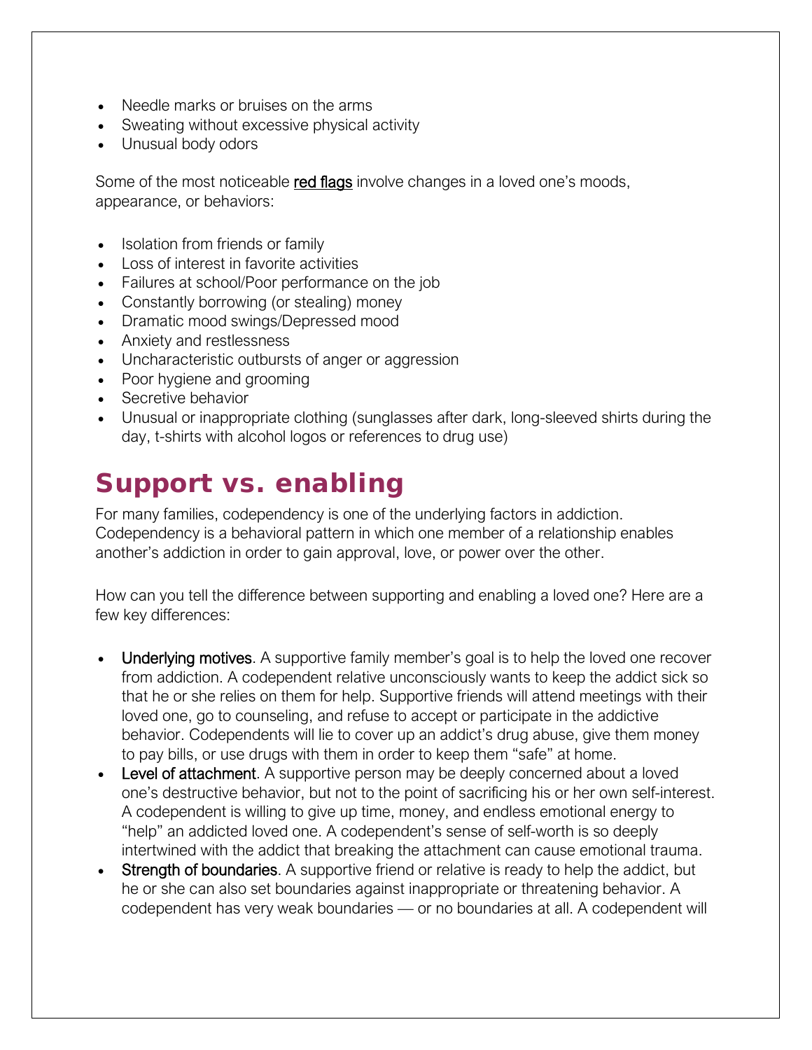- Needle marks or bruises on the arms
- Sweating without excessive physical activity
- Unusual body odors

Some of the most noticeable red flags involve changes in a loved one's moods, appearance, or behaviors:

- Isolation from friends or family
- Loss of interest in favorite activities
- Failures at school/Poor performance on the job
- Constantly borrowing (or stealing) money
- Dramatic mood swings/Depressed mood
- Anxiety and restlessness
- Uncharacteristic outbursts of anger or aggression
- Poor hygiene and grooming
- Secretive behavior
- Unusual or inappropriate clothing (sunglasses after dark, long-sleeved shirts during the day, t-shirts with alcohol logos or references to drug use)

## Support vs. enabling

For many families, codependency is one of the underlying factors in addiction. Codependency is a behavioral pattern in which one member of a relationship enables another's addiction in order to gain approval, love, or power over the other.

How can you tell the difference between supporting and enabling a loved one? Here are a few key differences:

- Underlying motives. A supportive family member's goal is to help the loved one recover from addiction. A codependent relative unconsciously wants to keep the addict sick so that he or she relies on them for help. Supportive friends will attend meetings with their loved one, go to counseling, and refuse to accept or participate in the addictive behavior. Codependents will lie to cover up an addict's drug abuse, give them money to pay bills, or use drugs with them in order to keep them "safe" at home.
- Level of attachment. A supportive person may be deeply concerned about a loved one's destructive behavior, but not to the point of sacrificing his or her own self-interest. A codependent is willing to give up time, money, and endless emotional energy to "help" an addicted loved one. A codependent's sense of self-worth is so deeply intertwined with the addict that breaking the attachment can cause emotional trauma.
- Strength of boundaries. A supportive friend or relative is ready to help the addict, but he or she can also set boundaries against inappropriate or threatening behavior. A codependent has very weak boundaries — or no boundaries at all. A codependent will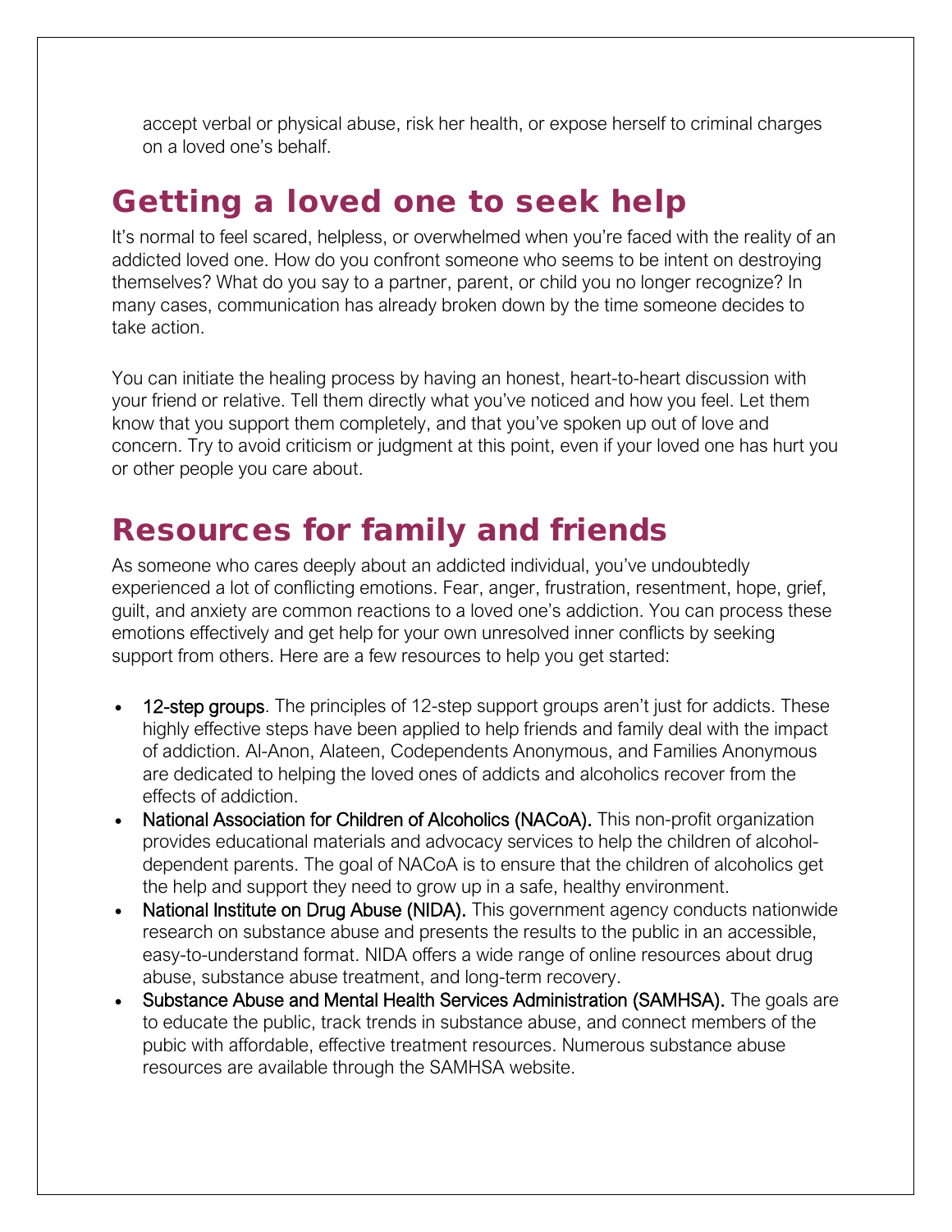accept verbal or physical abuse, risk her health, or expose herself to criminal charges on a loved one's behalf.

## Getting a loved one to seek help

It's normal to feel scared, helpless, or overwhelmed when you're faced with the reality of an addicted loved one. How do you confront someone who seems to be intent on destroying themselves? What do you say to a partner, parent, or child you no longer recognize? In many cases, communication has already broken down by the time someone decides to take action.

You can initiate the healing process by having an honest, heart-to-heart discussion with your friend or relative. Tell them directly what you've noticed and how you feel. Let them know that you support them completely, and that you've spoken up out of love and concern. Try to avoid criticism or judgment at this point, even if your loved one has hurt you or other people you care about.

## Resources for family and friends

As someone who cares deeply about an addicted individual, you've undoubtedly experienced a lot of conflicting emotions. Fear, anger, frustration, resentment, hope, grief, guilt, and anxiety are common reactions to a loved one's addiction. You can process these emotions effectively and get help for your own unresolved inner conflicts by seeking support from others. Here are a few resources to help you get started:

- 12-step groups. The principles of 12-step support groups aren't just for addicts. These highly effective steps have been applied to help friends and family deal with the impact of addiction. Al-Anon, Alateen, Codependents Anonymous, and Families Anonymous are dedicated to helping the loved ones of addicts and alcoholics recover from the effects of addiction.
- National Association for Children of Alcoholics (NACoA). This non-profit organization provides educational materials and advocacy services to help the children of alcohol-dependent parents. The goal of NACoA is to ensure that the children of alcoholics get the help and support they need to grow up in a safe, healthy environment.
- National Institute on Drug Abuse (NIDA). This government agency conducts nationwide research on substance abuse and presents the results to the public in an accessible, easy-to-understand format. NIDA offers a wide range of online resources about drug abuse, substance abuse treatment, and long-term recovery.
- Substance Abuse and Mental Health Services Administration (SAMHSA). The goals are to educate the public, track trends in substance abuse, and connect members of the pubic with affordable, effective treatment resources. Numerous substance abuse resources are available through the SAMHSA website.